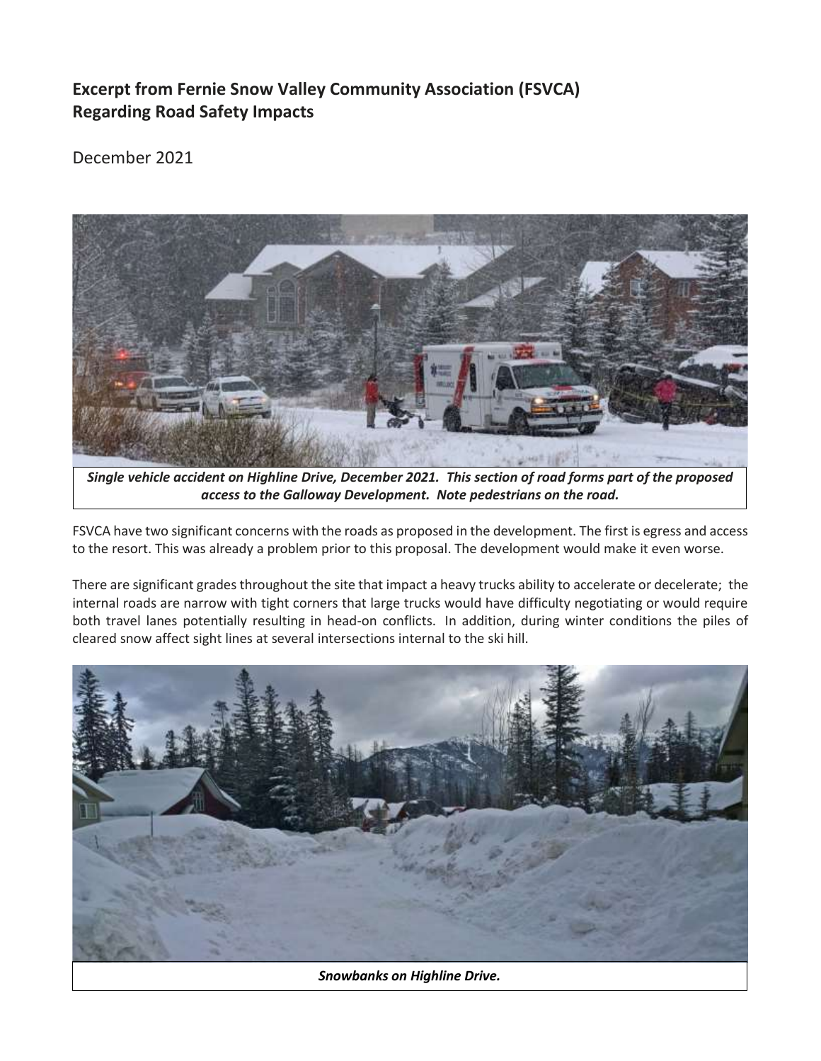## Excerpt from Fernie Snow Valley Community Association (FSVCA) Regarding Road Safety Impacts

December 2021

***Single vehicle accident on Highline Drive, December 2021. This section of road forms part of the proposed access to the Galloway Development. Note pedestrians on the road.***

FSVCA have two significant concerns with the roads as proposed in the development. The first is egress and access to the resort. This was already a problem prior to this proposal. The development would make it even worse.

There are significant grades throughout the site that impact a heavy trucks ability to accelerate or decelerate; the internal roads are narrow with tight corners that large trucks would have difficulty negotiating or would require both travel lanes potentially resulting in head-on conflicts. In addition, during winter conditions the piles of cleared snow affect sight lines at several intersections internal to the ski hill.

***Snowbanks on Highline Drive.***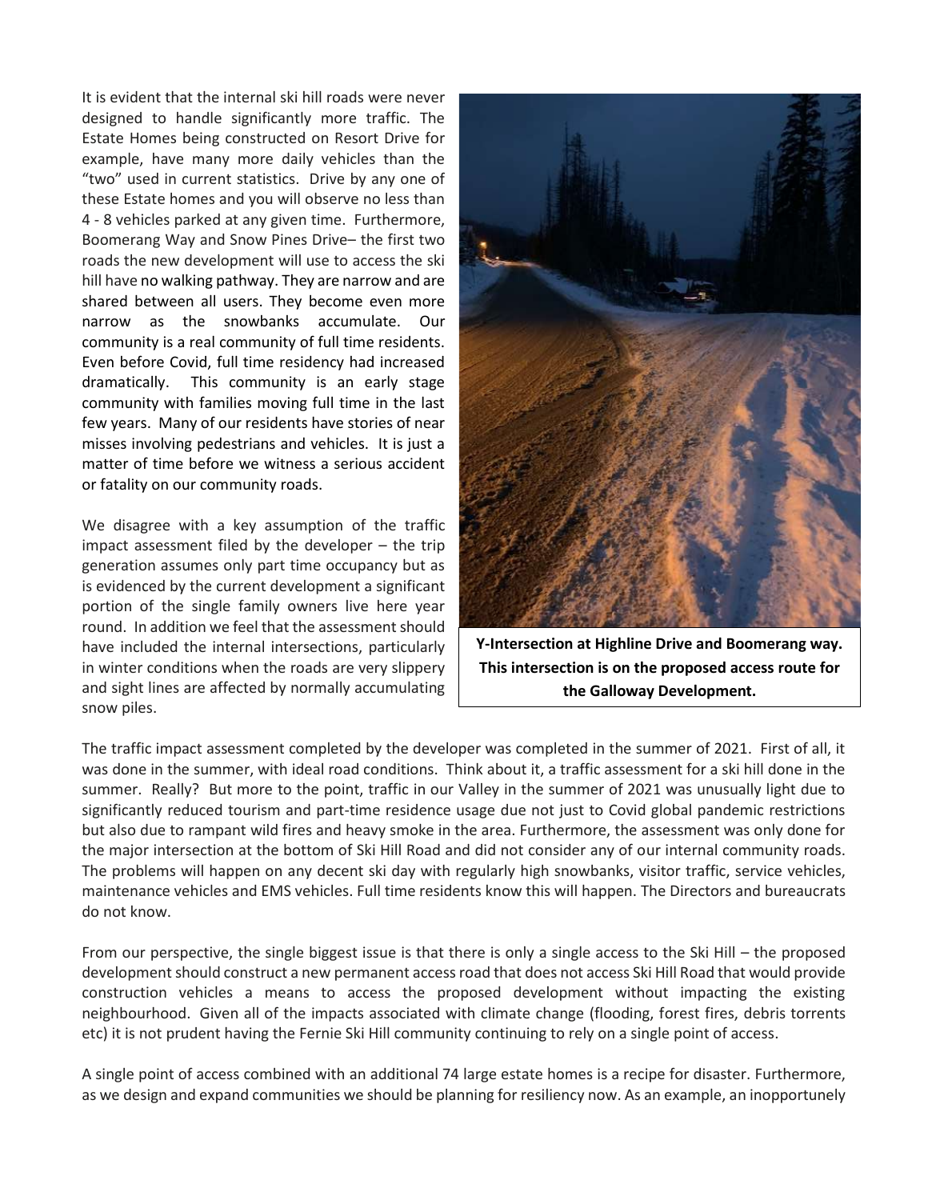It is evident that the internal ski hill roads were never designed to handle significantly more traffic. The Estate Homes being constructed on Resort Drive for example, have many more daily vehicles than the "two" used in current statistics. Drive by any one of these Estate homes and you will observe no less than 4 - 8 vehicles parked at any given time. Furthermore, Boomerang Way and Snow Pines Drive– the first two roads the new development will use to access the ski hill have no walking pathway. They are narrow and are shared between all users. They become even more narrow as the snowbanks accumulate. Our community is a real community of full time residents. Even before Covid, full time residency had increased dramatically. This community is an early stage community with families moving full time in the last few years. Many of our residents have stories of near misses involving pedestrians and vehicles. It is just a matter of time before we witness a serious accident or fatality on our community roads.

We disagree with a key assumption of the traffic impact assessment filed by the developer – the trip generation assumes only part time occupancy but as is evidenced by the current development a significant portion of the single family owners live here year round. In addition we feel that the assessment should have included the internal intersections, particularly in winter conditions when the roads are very slippery and sight lines are affected by normally accumulating snow piles.

**Y-Intersection at Highline Drive and Boomerang way. This intersection is on the proposed access route for the Galloway Development.**

The traffic impact assessment completed by the developer was completed in the summer of 2021. First of all, it was done in the summer, with ideal road conditions. Think about it, a traffic assessment for a ski hill done in the summer. Really? But more to the point, traffic in our Valley in the summer of 2021 was unusually light due to significantly reduced tourism and part-time residence usage due not just to Covid global pandemic restrictions but also due to rampant wild fires and heavy smoke in the area. Furthermore, the assessment was only done for the major intersection at the bottom of Ski Hill Road and did not consider any of our internal community roads. The problems will happen on any decent ski day with regularly high snowbanks, visitor traffic, service vehicles, maintenance vehicles and EMS vehicles. Full time residents know this will happen. The Directors and bureaucrats do not know.

From our perspective, the single biggest issue is that there is only a single access to the Ski Hill – the proposed development should construct a new permanent access road that does not access Ski Hill Road that would provide construction vehicles a means to access the proposed development without impacting the existing neighbourhood. Given all of the impacts associated with climate change (flooding, forest fires, debris torrents etc) it is not prudent having the Fernie Ski Hill community continuing to rely on a single point of access.

A single point of access combined with an additional 74 large estate homes is a recipe for disaster. Furthermore, as we design and expand communities we should be planning for resiliency now. As an example, an inopportunely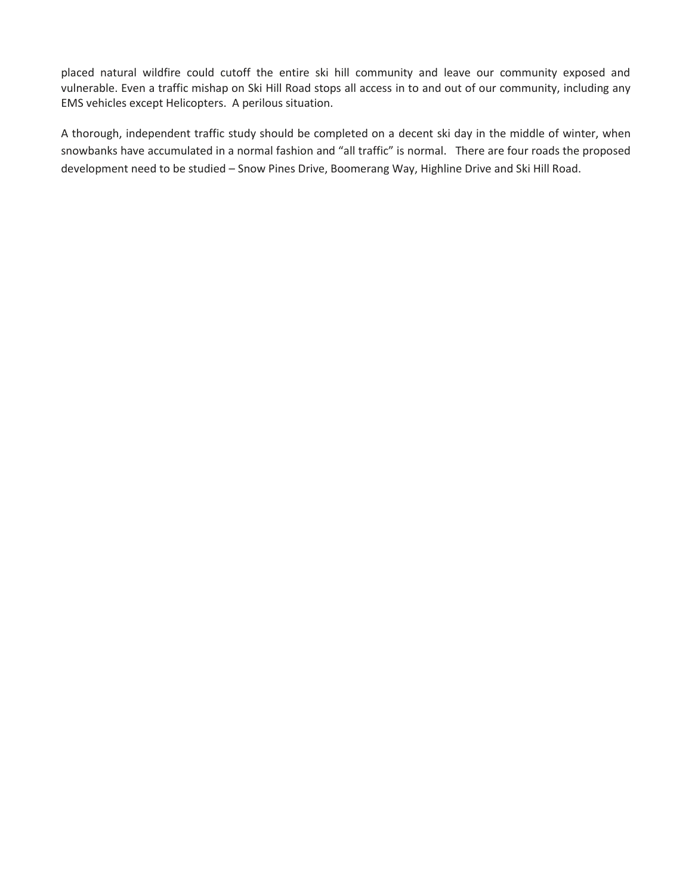placed natural wildfire could cutoff the entire ski hill community and leave our community exposed and vulnerable. Even a traffic mishap on Ski Hill Road stops all access in to and out of our community, including any EMS vehicles except Helicopters. A perilous situation.

A thorough, independent traffic study should be completed on a decent ski day in the middle of winter, when snowbanks have accumulated in a normal fashion and "all traffic" is normal. There are four roads the proposed development need to be studied – Snow Pines Drive, Boomerang Way, Highline Drive and Ski Hill Road.